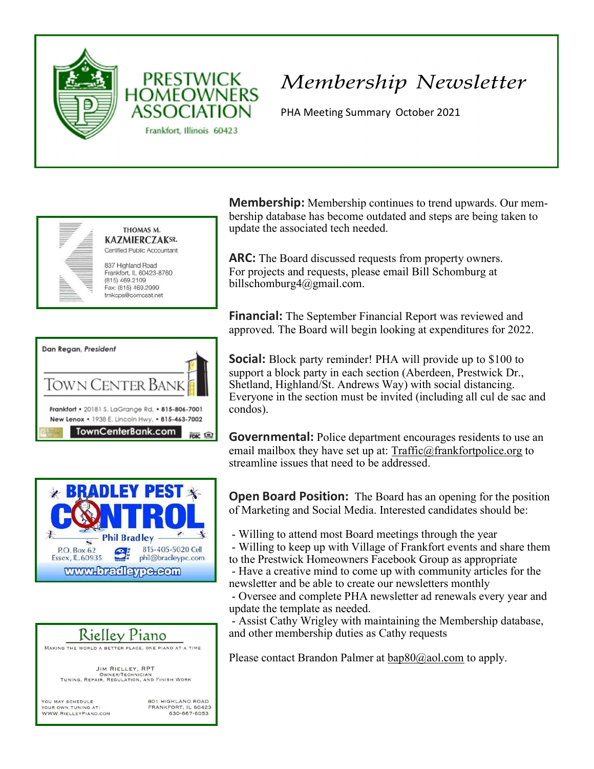# PRESTWICK HOMEOWNERS ASSOCIATION

Frankfort, Illinois 60423

# *Membership Newsletter*

PHA Meeting Summary October 2021

**Membership:** Membership continues to trend upwards. Our membership database has become outdated and steps are being taken to update the associated tech needed.

**ARC:** The Board discussed requests from property owners. For projects and requests, please email Bill Schomburg at billschomburg4@gmail.com.

**Financial:** The September Financial Report was reviewed and approved. The Board will begin looking at expenditures for 2022.

**Social:** Block party reminder! PHA will provide up to $100 to support a block party in each section (Aberdeen, Prestwick Dr., Shetland, Highland/St. Andrews Way) with social distancing. Everyone in the section must be invited (including all cul de sac and condos).

**Governmental:** Police department encourages residents to use an email mailbox they have set up at: Traffic@frankfortpolice.org to streamline issues that need to be addressed.

**Open Board Position:** The Board has an opening for the position of Marketing and Social Media. Interested candidates should be:

- Willing to attend most Board meetings through the year
- Willing to keep up with Village of Frankfort events and share them to the Prestwick Homeowners Facebook Group as appropriate
- Have a creative mind to come up with community articles for the newsletter and be able to create our newsletters monthly
- Oversee and complete PHA newsletter ad renewals every year and update the template as needed.
- Assist Cathy Wrigley with maintaining the Membership database, and other membership duties as Cathy requests

Please contact Brandon Palmer at bap80@aol.com to apply.

---

THOMAS M. KAZMIERCZAK SR.
Certified Public Accountant
837 Highland Road
Frankfort, IL 60423-8760
(815) 469.2109
Fax: (815) 469.2999
tmkcpa@comcast.net

---

Dan Regan, *President*
TOWN CENTER BANK
Frankfort • 20181 S. LaGrange Rd. • 815-806-7001
New Lenox • 1938 E. Lincoln Hwy. • 815-463-7002
TownCenterBank.com

---

BRADLEY PEST CONTROL
Phil Bradley
P.O. Box 62
Essex, IL 60935
815-405-5020 Cell
phil@bradleypc.com
www.bradleypc.com

---

Rielley Piano
MAKING THE WORLD A BETTER PLACE, ONE PIANO AT A TIME
JIM RIELLEY, RPT
OWNER/TECHNICIAN
TUNING, REPAIR, REGULATION, AND FINISH WORK
YOU MAY SCHEDULE YOUR OWN TUNING AT: WWW.RIELLEYPIANO.COM
801 HIGHLAND ROAD
FRANKFORT, IL 60423
630-667-6053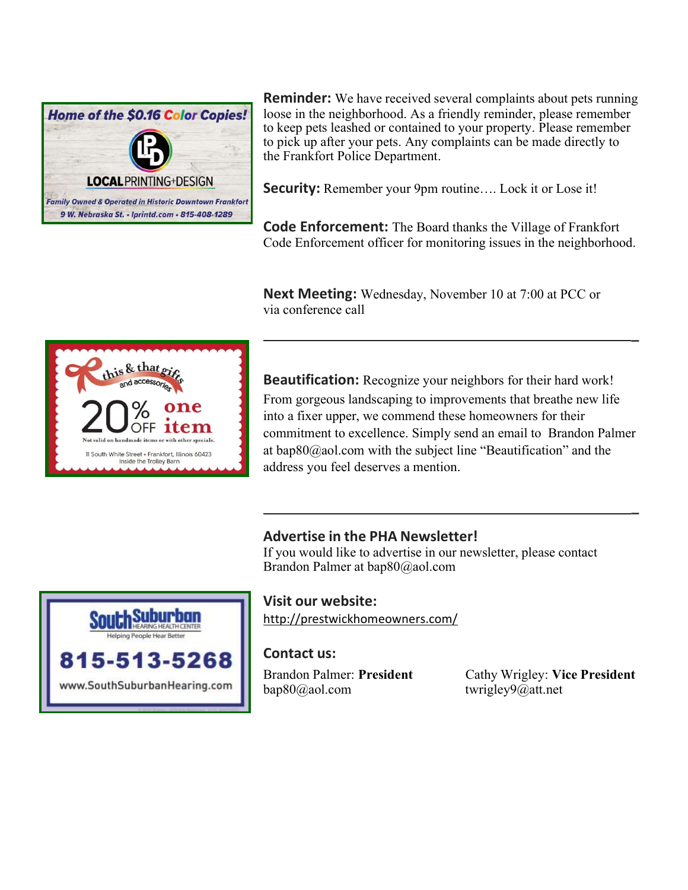**Home of the $0.16 Color Copies!**

LOCAL PRINTING+DESIGN

*Family Owned & Operated in Historic Downtown Frankfort*

*9 W. Nebraska St. • lprintd.com • 815-408-1289*

**Reminder:** We have received several complaints about pets running loose in the neighborhood. As a friendly reminder, please remember to keep pets leashed or contained to your property. Please remember to pick up after your pets. Any complaints can be made directly to the Frankfort Police Department.

**Security:** Remember your 9pm routine…. Lock it or Lose it!

**Code Enforcement:** The Board thanks the Village of Frankfort Code Enforcement officer for monitoring issues in the neighborhood.

**Next Meeting:** Wednesday, November 10 at 7:00 at PCC or via conference call

---

this & that gifts and accessories

20% OFF one item

Not valid on handmade items or with other specials.

11 South White Street • Frankfort, Illinois 60423
Inside the Trolley Barn

**Beautification:** Recognize your neighbors for their hard work! From gorgeous landscaping to improvements that breathe new life into a fixer upper, we commend these homeowners for their commitment to excellence. Simply send an email to Brandon Palmer at bap80@aol.com with the subject line "Beautification" and the address you feel deserves a mention.

---

## Advertise in the PHA Newsletter!

If you would like to advertise in our newsletter, please contact Brandon Palmer at bap80@aol.com

SouthSuburban HEARING HEALTH CENTER

Helping People Hear Better

815-513-5268

www.SouthSuburbanHearing.com

## Visit our website:

http://prestwickhomeowners.com/

## Contact us:

Brandon Palmer: **President**
bap80@aol.com

Cathy Wrigley: **Vice President**
twrigley9@att.net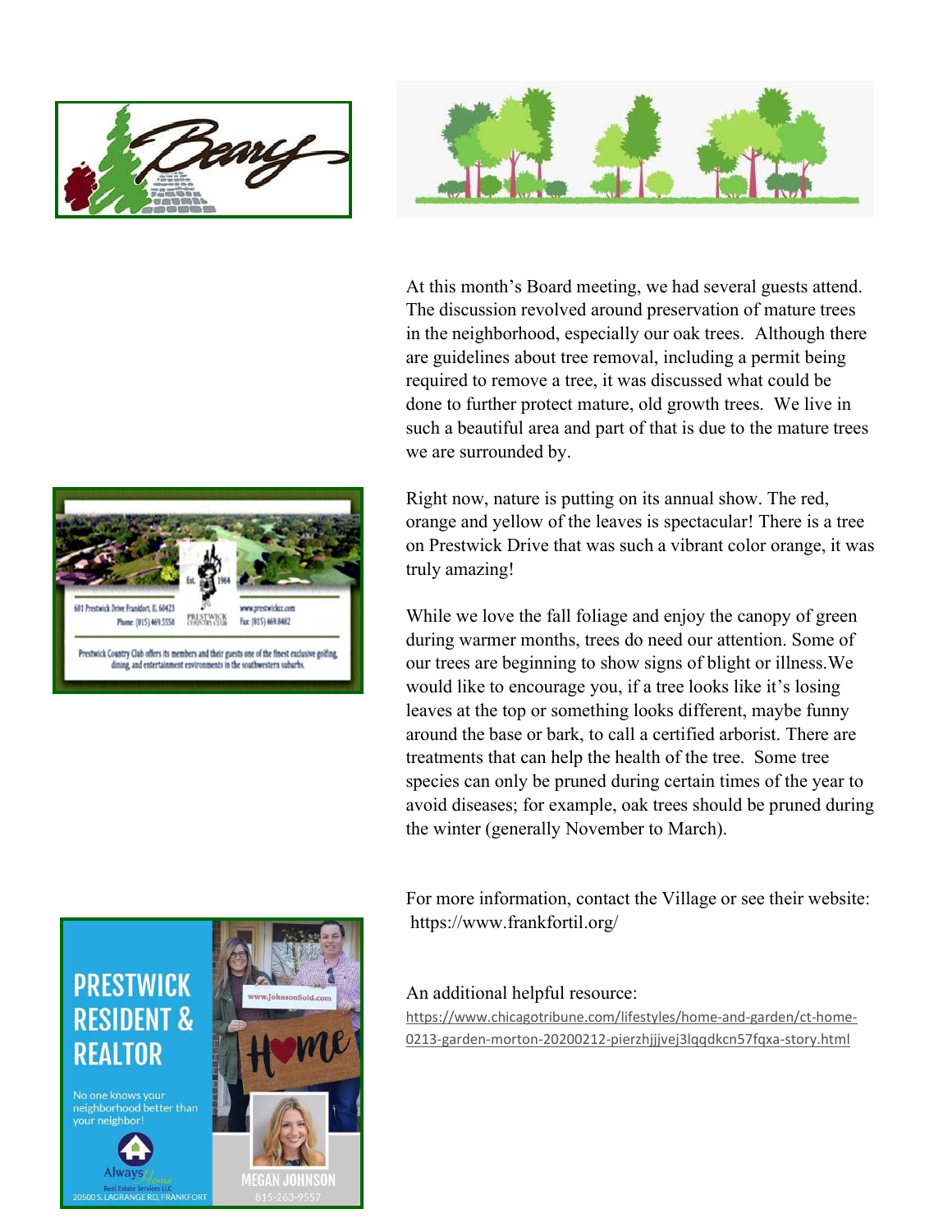At this month's Board meeting, we had several guests attend. The discussion revolved around preservation of mature trees in the neighborhood, especially our oak trees. Although there are guidelines about tree removal, including a permit being required to remove a tree, it was discussed what could be done to further protect mature, old growth trees. We live in such a beautiful area and part of that is due to the mature trees we are surrounded by.

Right now, nature is putting on its annual show. The red, orange and yellow of the leaves is spectacular! There is a tree on Prestwick Drive that was such a vibrant color orange, it was truly amazing!

While we love the fall foliage and enjoy the canopy of green during warmer months, trees do need our attention. Some of our trees are beginning to show signs of blight or illness.We would like to encourage you, if a tree looks like it's losing leaves at the top or something looks different, maybe funny around the base or bark, to call a certified arborist. There are treatments that can help the health of the tree. Some tree species can only be pruned during certain times of the year to avoid diseases; for example, oak trees should be pruned during the winter (generally November to March).

For more information, contact the Village or see their website: https://www.frankfortil.org/

An additional helpful resource:
https://www.chicagotribune.com/lifestyles/home-and-garden/ct-home-0213-garden-morton-20200212-pierzhjjjvej3lqqdkcn57fqxa-story.html